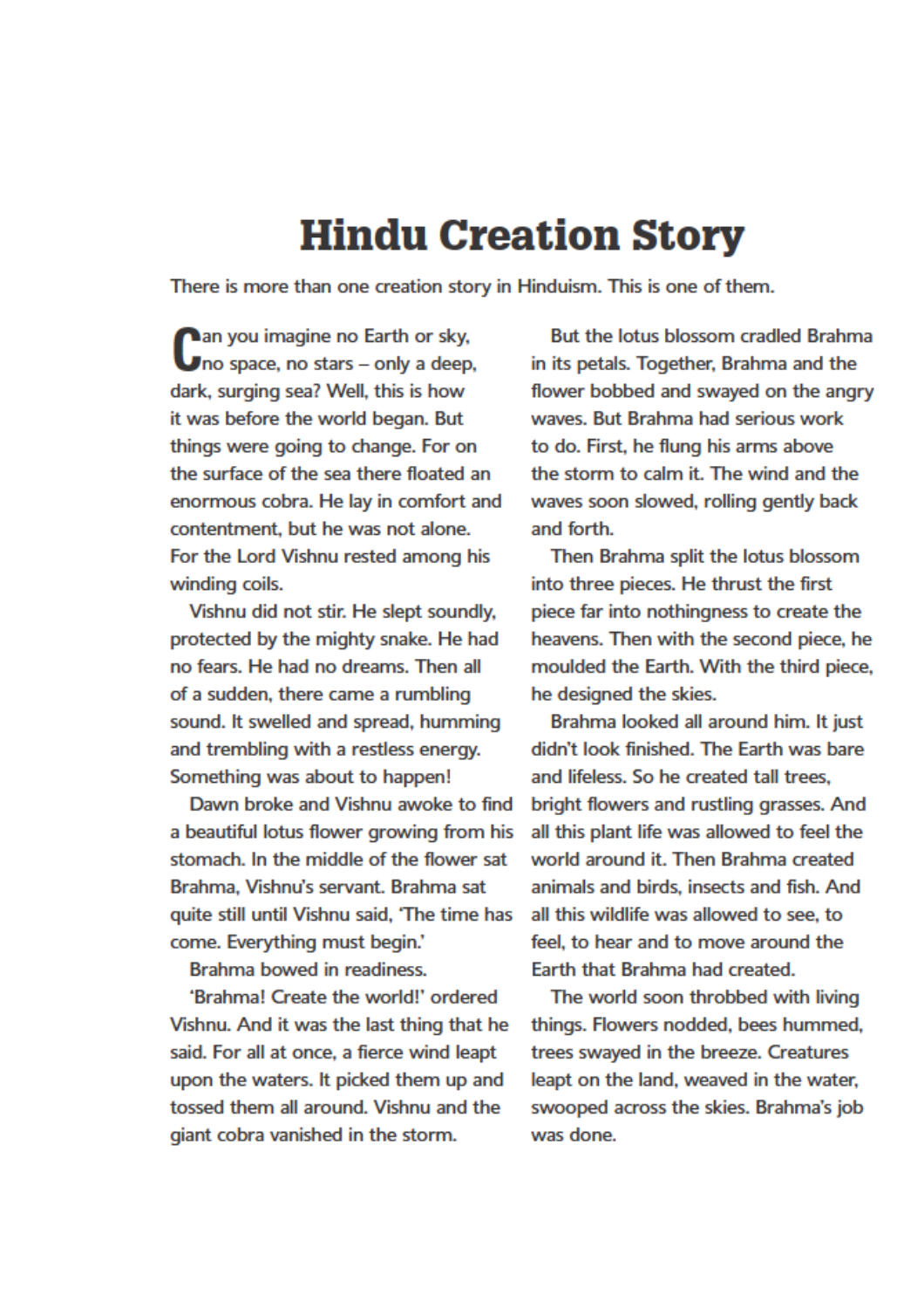# Hindu Creation Story

There is more than one creation story in Hinduism. This is one of them.

Can you imagine no Earth or sky, no space, no stars – only a deep, dark, surging sea? Well, this is how it was before the world began. But things were going to change. For on the surface of the sea there floated an enormous cobra. He lay in comfort and contentment, but he was not alone. For the Lord Vishnu rested among his winding coils.

Vishnu did not stir. He slept soundly, protected by the mighty snake. He had no fears. He had no dreams. Then all of a sudden, there came a rumbling sound. It swelled and spread, humming and trembling with a restless energy. Something was about to happen!

Dawn broke and Vishnu awoke to find a beautiful lotus flower growing from his stomach. In the middle of the flower sat Brahma, Vishnu's servant. Brahma sat quite still until Vishnu said, 'The time has come. Everything must begin.'

Brahma bowed in readiness.

'Brahma! Create the world!' ordered Vishnu. And it was the last thing that he said. For all at once, a fierce wind leapt upon the waters. It picked them up and tossed them all around. Vishnu and the giant cobra vanished in the storm.

But the lotus blossom cradled Brahma in its petals. Together, Brahma and the flower bobbed and swayed on the angry waves. But Brahma had serious work to do. First, he flung his arms above the storm to calm it. The wind and the waves soon slowed, rolling gently back and forth.

Then Brahma split the lotus blossom into three pieces. He thrust the first piece far into nothingness to create the heavens. Then with the second piece, he moulded the Earth. With the third piece, he designed the skies.

Brahma looked all around him. It just didn't look finished. The Earth was bare and lifeless. So he created tall trees, bright flowers and rustling grasses. And all this plant life was allowed to feel the world around it. Then Brahma created animals and birds, insects and fish. And all this wildlife was allowed to see, to feel, to hear and to move around the Earth that Brahma had created.

The world soon throbbed with living things. Flowers nodded, bees hummed, trees swayed in the breeze. Creatures leapt on the land, weaved in the water, swooped across the skies. Brahma's job was done.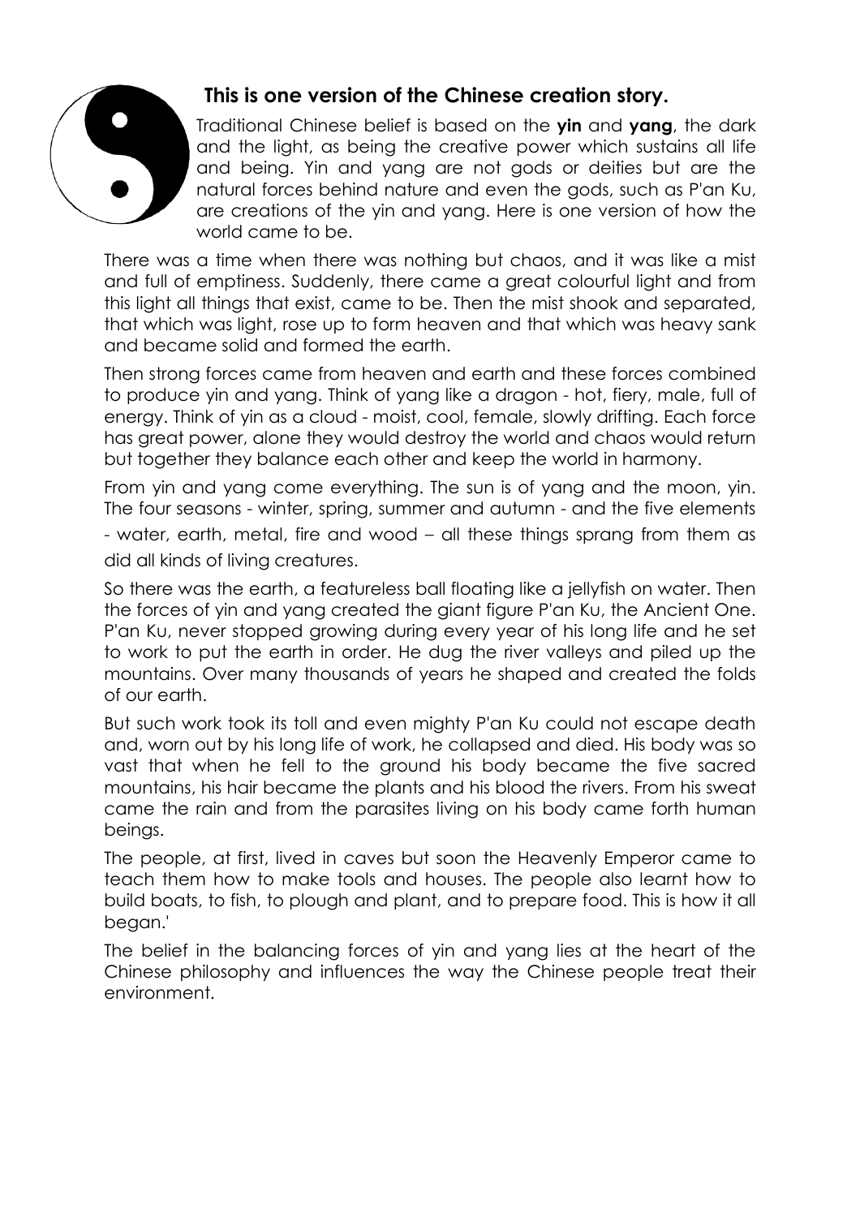### **This is one version of the Chinese creation story.**

Traditional Chinese belief is based on the **yin** and **yang**, the dark and the light, as being the creative power which sustains all life and being. Yin and yang are not gods or deities but are the natural forces behind nature and even the gods, such as P'an Ku, are creations of the yin and yang. Here is one version of how the world came to be.

There was a time when there was nothing but chaos, and it was like a mist and full of emptiness. Suddenly, there came a great colourful light and from this light all things that exist, came to be. Then the mist shook and separated, that which was light, rose up to form heaven and that which was heavy sank and became solid and formed the earth.

Then strong forces came from heaven and earth and these forces combined to produce yin and yang. Think of yang like a dragon - hot, fiery, male, full of energy. Think of yin as a cloud - moist, cool, female, slowly drifting. Each force has great power, alone they would destroy the world and chaos would return but together they balance each other and keep the world in harmony.

From yin and yang come everything. The sun is of yang and the moon, yin. The four seasons - winter, spring, summer and autumn - and the five elements - water, earth, metal, fire and wood – all these things sprang from them as did all kinds of living creatures.

So there was the earth, a featureless ball floating like a jellyfish on water. Then the forces of yin and yang created the giant figure P'an Ku, the Ancient One. P'an Ku, never stopped growing during every year of his long life and he set to work to put the earth in order. He dug the river valleys and piled up the mountains. Over many thousands of years he shaped and created the folds of our earth.

But such work took its toll and even mighty P'an Ku could not escape death and, worn out by his long life of work, he collapsed and died. His body was so vast that when he fell to the ground his body became the five sacred mountains, his hair became the plants and his blood the rivers. From his sweat came the rain and from the parasites living on his body came forth human beings.

The people, at first, lived in caves but soon the Heavenly Emperor came to teach them how to make tools and houses. The people also learnt how to build boats, to fish, to plough and plant, and to prepare food. This is how it all began.'

The belief in the balancing forces of yin and yang lies at the heart of the Chinese philosophy and influences the way the Chinese people treat their environment.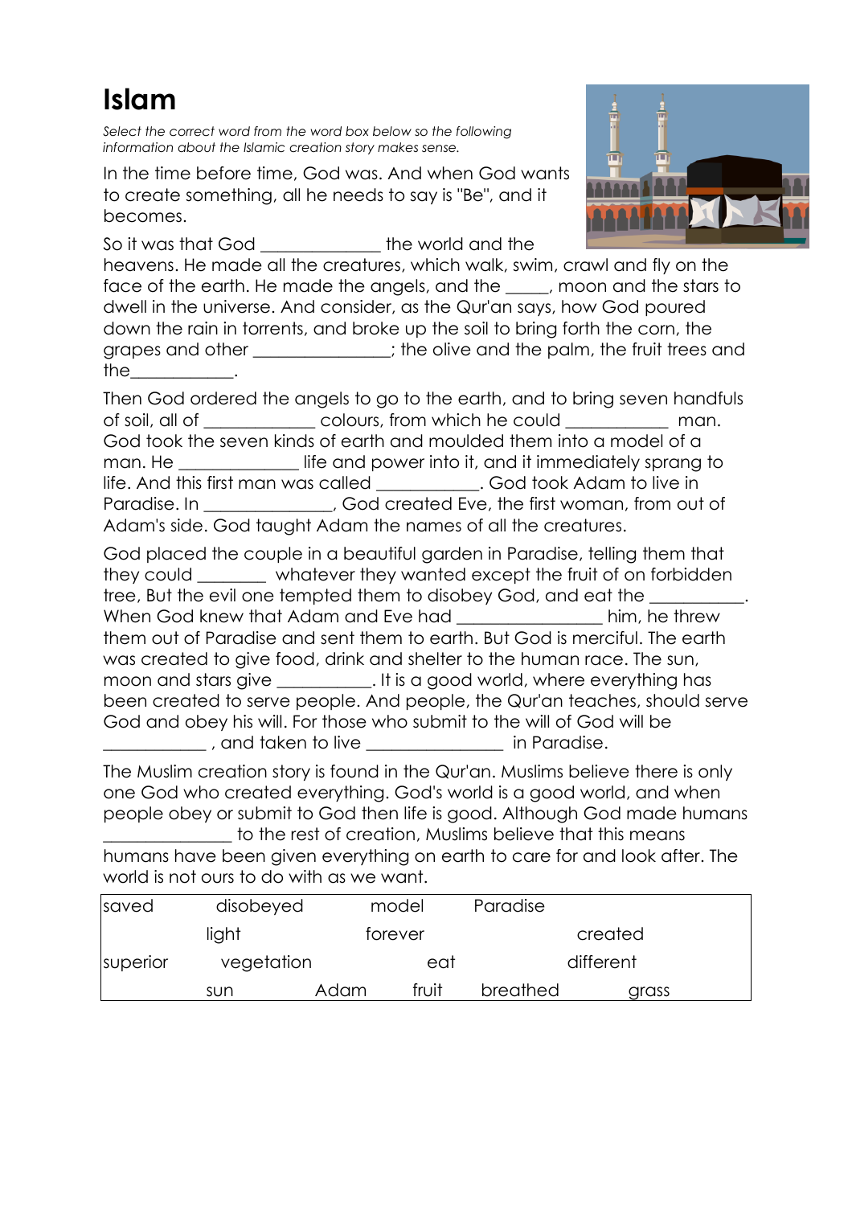# Islam

*Select the correct word from the word box below so the following information about the Islamic creation story makes sense.*

In the time before time, God was. And when God wants to create something, all he needs to say is "Be", and it becomes.

So it was that God _____________ the world and the heavens. He made all the creatures, which walk, swim, crawl and fly on the face of the earth. He made the angels, and the _____, moon and the stars to dwell in the universe. And consider, as the Qur'an says, how God poured down the rain in torrents, and broke up the soil to bring forth the corn, the grapes and other _______________; the olive and the palm, the fruit trees and the____________.

Then God ordered the angels to go to the earth, and to bring seven handfuls of soil, all of ____________ colours, from which he could ___________ man. God took the seven kinds of earth and moulded them into a model of a man. He _____________ life and power into it, and it immediately sprang to life. And this first man was called ___________. God took Adam to live in Paradise. In ______________, God created Eve, the first woman, from out of Adam's side. God taught Adam the names of all the creatures.

God placed the couple in a beautiful garden in Paradise, telling them that they could ________ whatever they wanted except the fruit of on forbidden tree, But the evil one tempted them to disobey God, and eat the ___________. When God knew that Adam and Eve had ________________ him, he threw them out of Paradise and sent them to earth. But God is merciful. The earth was created to give food, drink and shelter to the human race. The sun, moon and stars give __________. It is a good world, where everything has been created to serve people. And people, the Qur'an teaches, should serve God and obey his will. For those who submit to the will of God will be ____________ , and taken to live _______________ in Paradise.

The Muslim creation story is found in the Qur'an. Muslims believe there is only one God who created everything. God's world is a good world, and when people obey or submit to God then life is good. Although God made humans _______________ to the rest of creation, Muslims believe that this means humans have been given everything on earth to care for and look after. The world is not ours to do with as we want.

| | | | | |
|---|---|---|---|---|
| saved | disobeyed | model | Paradise | |
| light | forever | created | | |
| superior | vegetation | eat | different | |
| sun | Adam | fruit | breathed | grass |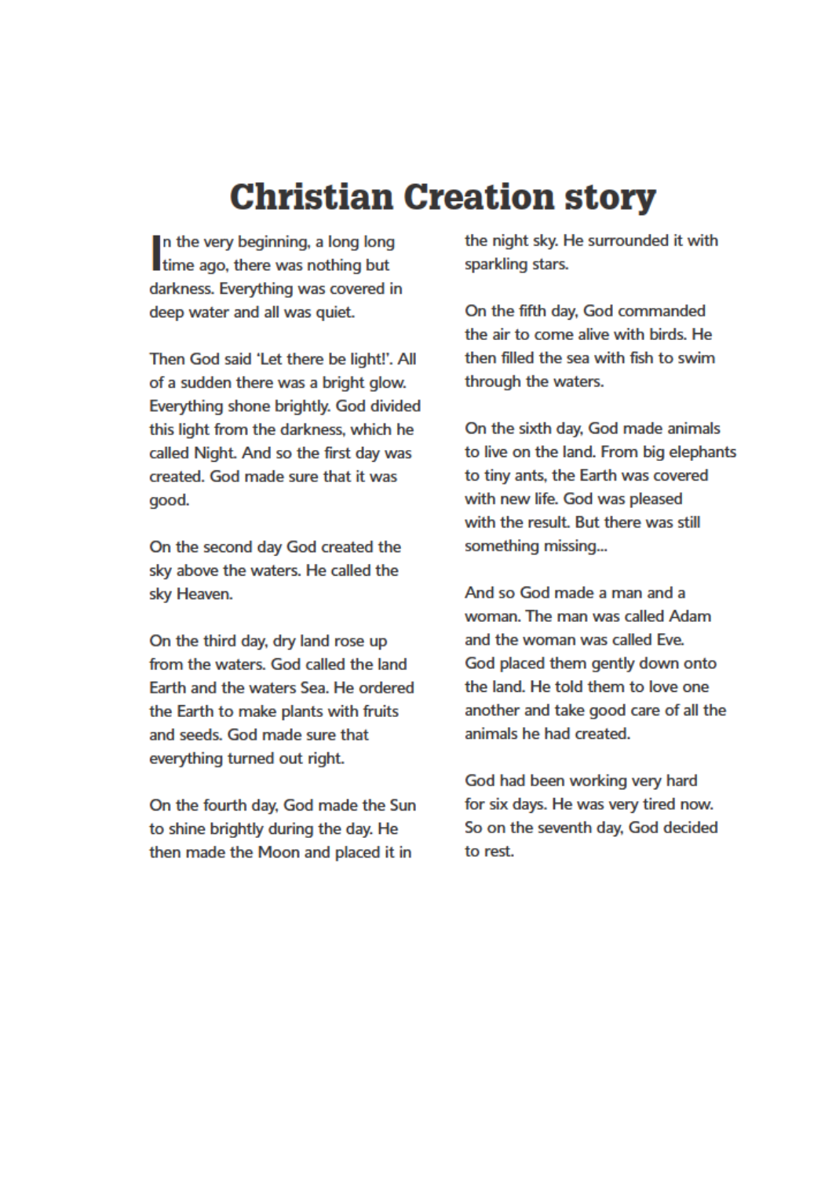# Christian Creation story

In the very beginning, a long long time ago, there was nothing but darkness. Everything was covered in deep water and all was quiet.

Then God said 'Let there be light!'. All of a sudden there was a bright glow. Everything shone brightly. God divided this light from the darkness, which he called Night. And so the first day was created. God made sure that it was good.

On the second day God created the sky above the waters. He called the sky Heaven.

On the third day, dry land rose up from the waters. God called the land Earth and the waters Sea. He ordered the Earth to make plants with fruits and seeds. God made sure that everything turned out right.

On the fourth day, God made the Sun to shine brightly during the day. He then made the Moon and placed it in the night sky. He surrounded it with sparkling stars.

On the fifth day, God commanded the air to come alive with birds. He then filled the sea with fish to swim through the waters.

On the sixth day, God made animals to live on the land. From big elephants to tiny ants, the Earth was covered with new life. God was pleased with the result. But there was still something missing...

And so God made a man and a woman. The man was called Adam and the woman was called Eve. God placed them gently down onto the land. He told them to love one another and take good care of all the animals he had created.

God had been working very hard for six days. He was very tired now. So on the seventh day, God decided to rest.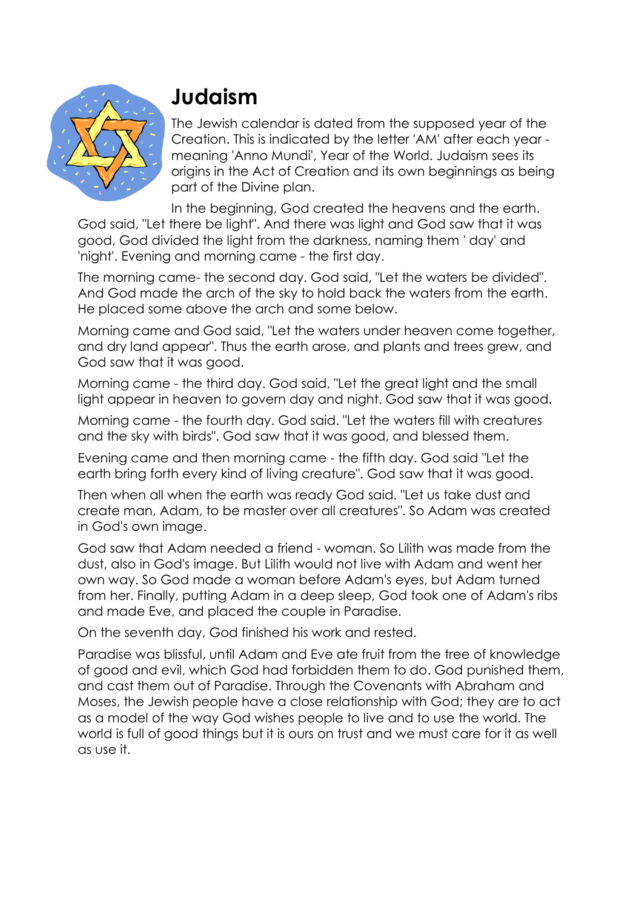# Judaism

The Jewish calendar is dated from the supposed year of the Creation. This is indicated by the letter 'AM' after each year - meaning 'Anno Mundi', Year of the World. Judaism sees its origins in the Act of Creation and its own beginnings as being part of the Divine plan.

In the beginning, God created the heavens and the earth. God said, "Let there be light". And there was light and God saw that it was good, God divided the light from the darkness, naming them ' day' and 'night'. Evening and morning came - the first day.

The morning came- the second day. God said, "Let the waters be divided". And God made the arch of the sky to hold back the waters from the earth. He placed some above the arch and some below.

Morning came and God said, "Let the waters under heaven come together, and dry land appear". Thus the earth arose, and plants and trees grew, and God saw that it was good.

Morning came - the third day. God said, "Let the great light and the small light appear in heaven to govern day and night. God saw that it was good.

Morning came - the fourth day. God said. "Let the waters fill with creatures and the sky with birds". God saw that it was good, and blessed them.

Evening came and then morning came - the fifth day. God said "Let the earth bring forth every kind of living creature". God saw that it was good.

Then when all when the earth was ready God said. "Let us take dust and create man, Adam, to be master over all creatures". So Adam was created in God's own image.

God saw that Adam needed a friend - woman. So Lilith was made from the dust, also in God's image. But Lilith would not live with Adam and went her own way. So God made a woman before Adam's eyes, but Adam turned from her. Finally, putting Adam in a deep sleep, God took one of Adam's ribs and made Eve, and placed the couple in Paradise.

On the seventh day, God finished his work and rested.

Paradise was blissful, until Adam and Eve ate fruit from the tree of knowledge of good and evil, which God had forbidden them to do. God punished them, and cast them out of Paradise. Through the Covenants with Abraham and Moses, the Jewish people have a close relationship with God; they are to act as a model of the way God wishes people to live and to use the world. The world is full of good things but it is ours on trust and we must care for it as well as use it.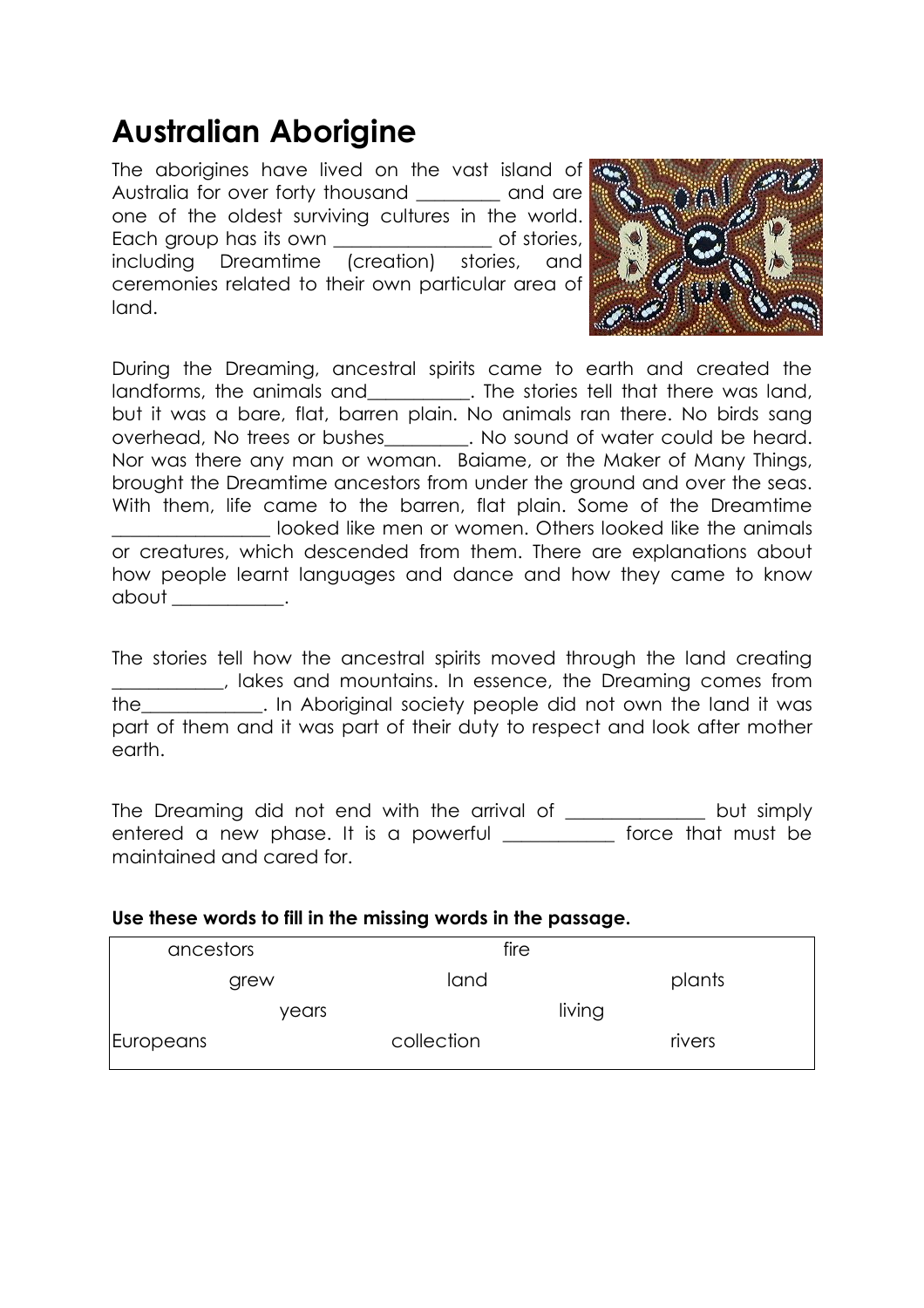# Australian Aborigine

The aborigines have lived on the vast island of Australia for over forty thousand _________ and are one of the oldest surviving cultures in the world. Each group has its own _________________ of stories, including Dreamtime (creation) stories, and ceremonies related to their own particular area of land.

During the Dreaming, ancestral spirits came to earth and created the landforms, the animals and___________. The stories tell that there was land, but it was a bare, flat, barren plain. No animals ran there. No birds sang overhead, No trees or bushes_________. No sound of water could be heard. Nor was there any man or woman. Baiame, or the Maker of Many Things, brought the Dreamtime ancestors from under the ground and over the seas. With them, life came to the barren, flat plain. Some of the Dreamtime _________________ looked like men or women. Others looked like the animals or creatures, which descended from them. There are explanations about how people learnt languages and dance and how they came to know about ____________.

The stories tell how the ancestral spirits moved through the land creating ___________, lakes and mountains. In essence, the Dreaming comes from the_____________. In Aboriginal society people did not own the land it was part of them and it was part of their duty to respect and look after mother earth.

The Dreaming did not end with the arrival of _______________ but simply entered a new phase. It is a powerful ____________ force that must be maintained and cared for.

**Use these words to fill in the missing words in the passage.**

| | | |
|---|---|---|
| ancestors | fire | |
| grew | land | plants |
| years | living | |
| Europeans | collection | rivers |